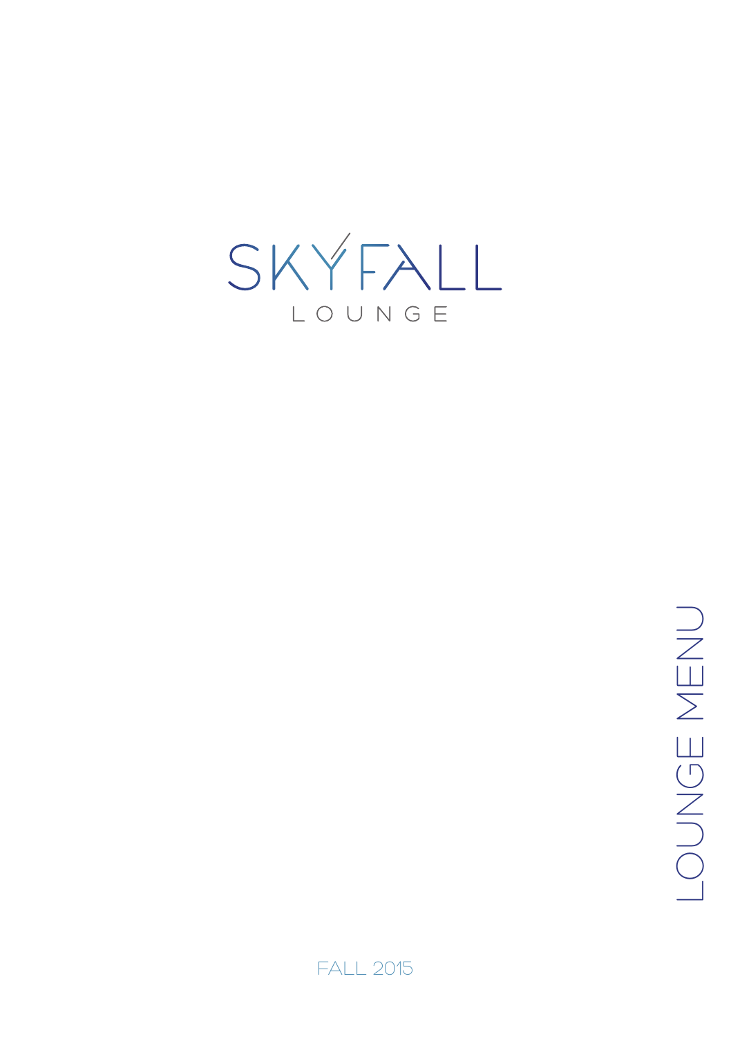# SKYFALL

LOUNGE

LOUNGE MENU

FALL 2015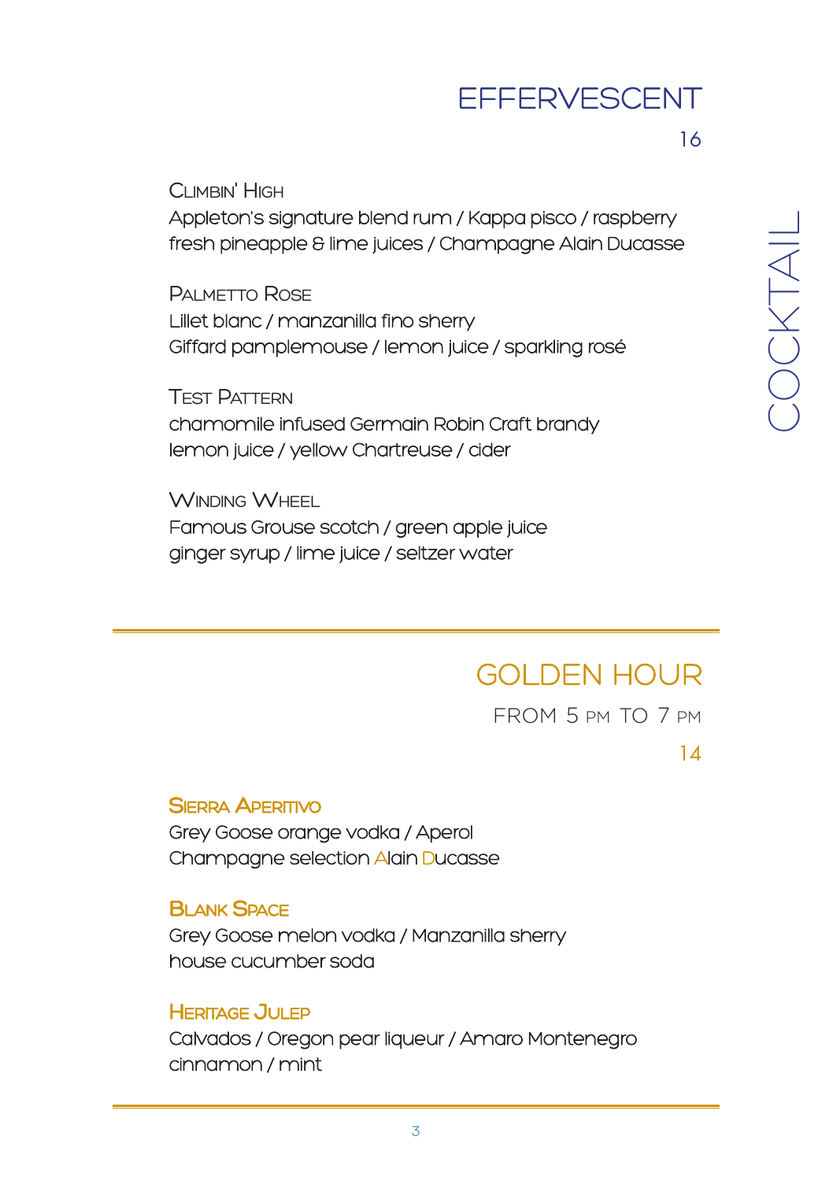# COCKTAIL

## EFFERVESCENT

16

### Climbin' High

Appleton's signature blend rum / Kappa pisco / raspberry
fresh pineapple & lime juices / Champagne Alain Ducasse

### Palmetto Rose

Lillet blanc / manzanilla fino sherry
Giffard pamplemouse / lemon juice / sparkling rosé

### Test Pattern

chamomile infused Germain Robin Craft brandy
lemon juice / yellow Chartreuse / cider

### Winding Wheel

Famous Grouse scotch / green apple juice
ginger syrup / lime juice / seltzer water

---

## GOLDEN HOUR

FROM 5 PM TO 7 PM

14

### Sierra Aperitivo

Grey Goose orange vodka / Aperol
Champagne selection Alain Ducasse

### Blank Space

Grey Goose melon vodka / Manzanilla sherry
house cucumber soda

### Heritage Julep

Calvados / Oregon pear liqueur / Amaro Montenegro
cinnamon / mint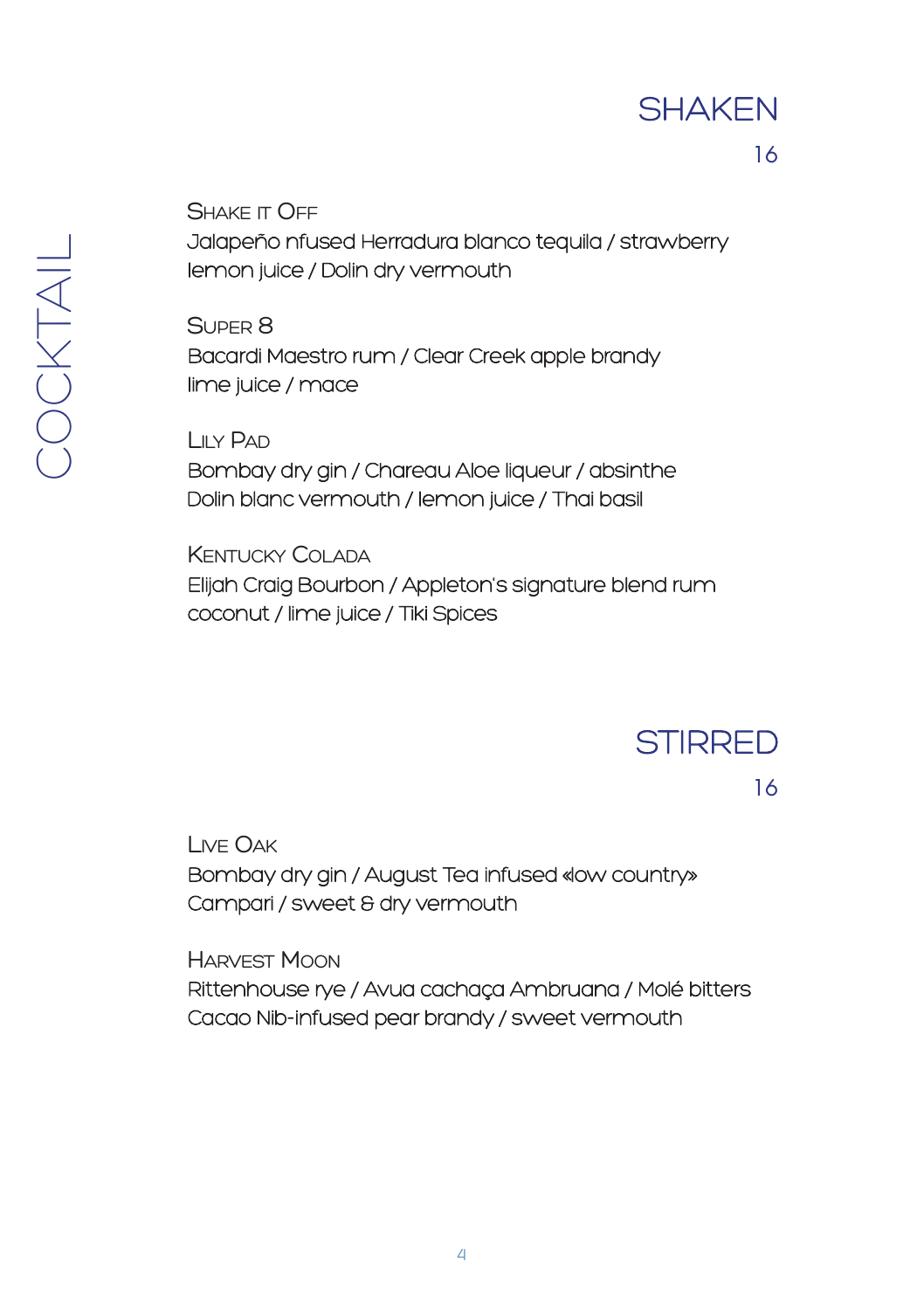# COCKTAIL

## SHAKEN

16

**Shake it Off**
Jalapeño nfused Herradura blanco tequila / strawberry
lemon juice / Dolin dry vermouth

**Super 8**
Bacardi Maestro rum / Clear Creek apple brandy
lime juice / mace

**Lily Pad**
Bombay dry gin / Chareau Aloe liqueur / absinthe
Dolin blanc vermouth / lemon juice / Thai basil

**Kentucky Colada**
Elijah Craig Bourbon / Appleton's signature blend rum
coconut / lime juice / Tiki Spices

## STIRRED

16

**Live Oak**
Bombay dry gin / August Tea infused «low country»
Campari / sweet & dry vermouth

**Harvest Moon**
Rittenhouse rye / Avua cachaça Ambruana / Molé bitters
Cacao Nib-infused pear brandy / sweet vermouth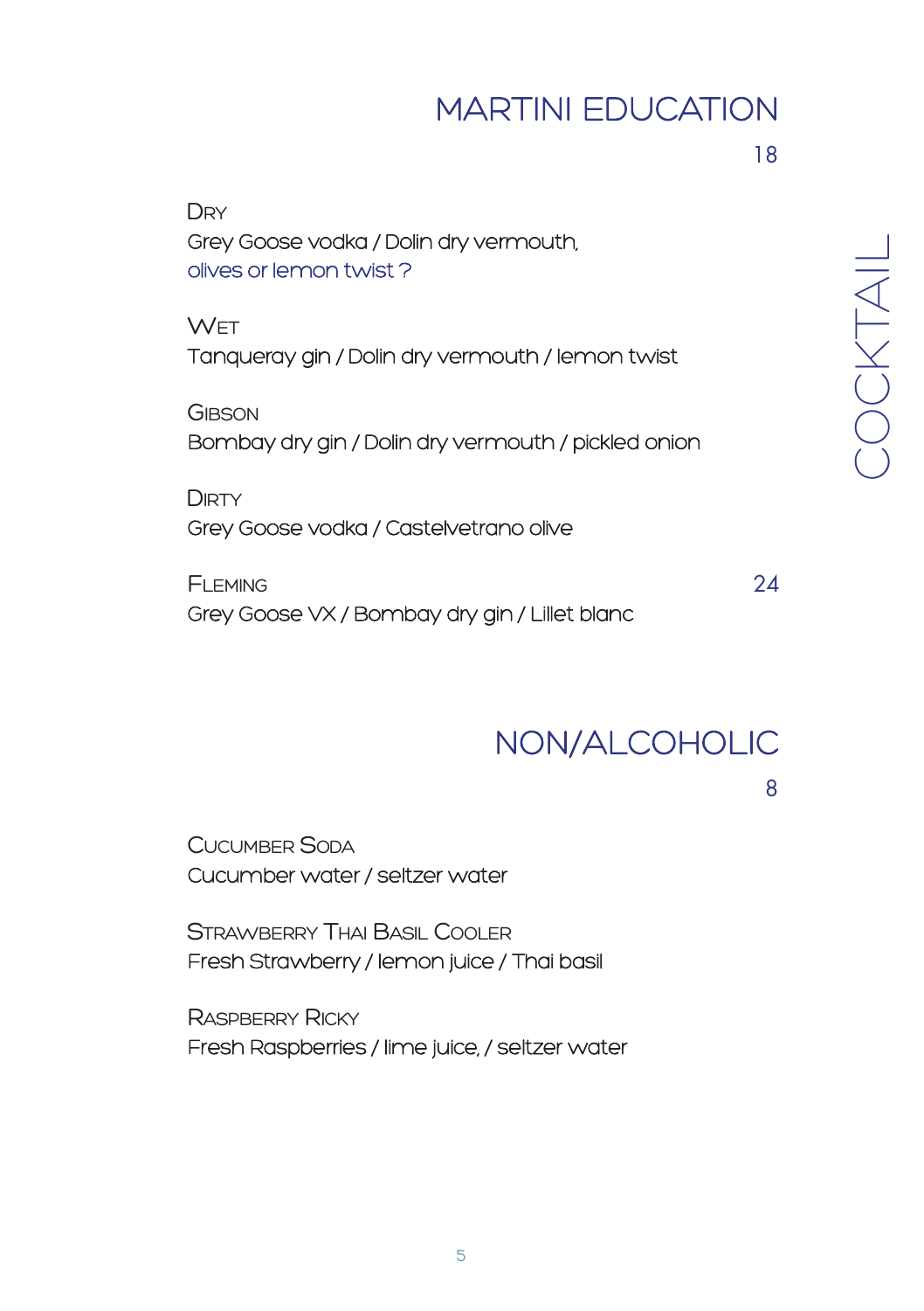# COCKTAIL

## MARTINI EDUCATION

18

**Dry**
Grey Goose vodka / Dolin dry vermouth,
olives or lemon twist ?

**Wet**
Tanqueray gin / Dolin dry vermouth / lemon twist

**Gibson**
Bombay dry gin / Dolin dry vermouth / pickled onion

**Dirty**
Grey Goose vodka / Castelvetrano olive

**Fleming** 24
Grey Goose VX / Bombay dry gin / Lillet blanc

## NON/ALCOHOLIC

8

**Cucumber Soda**
Cucumber water / seltzer water

**Strawberry Thai Basil Cooler**
Fresh Strawberry / lemon juice / Thai basil

**Raspberry Ricky**
Fresh Raspberries / lime juice, / seltzer water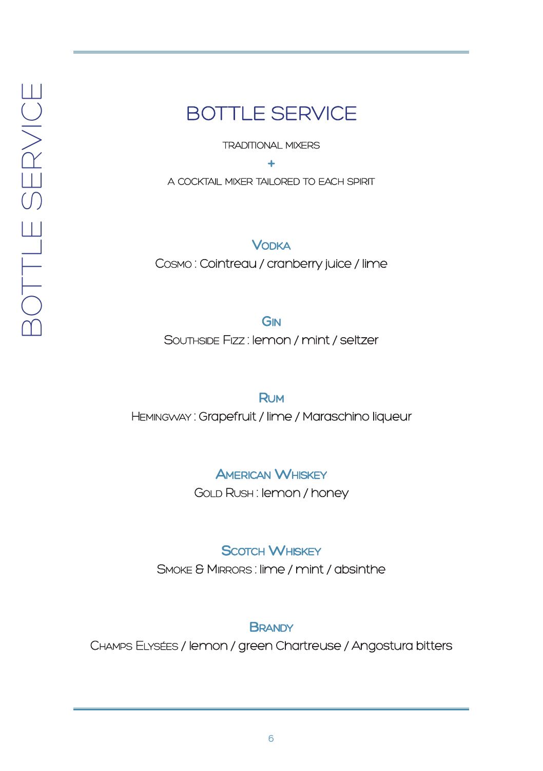# BOTTLE SERVICE

TRADITIONAL MIXERS

+

A COCKTAIL MIXER TAILORED TO EACH SPIRIT

## Vodka

Cosmo : Cointreau / cranberry juice / lime

## Gin

Southside Fizz : lemon / mint / seltzer

## Rum

Hemingway : Grapefruit / lime / Maraschino liqueur

## American Whiskey

Gold Rush : lemon / honey

## Scotch Whiskey

Smoke & Mirrors : lime / mint / absinthe

## Brandy

Champs Elysées / lemon / green Chartreuse / Angostura bitters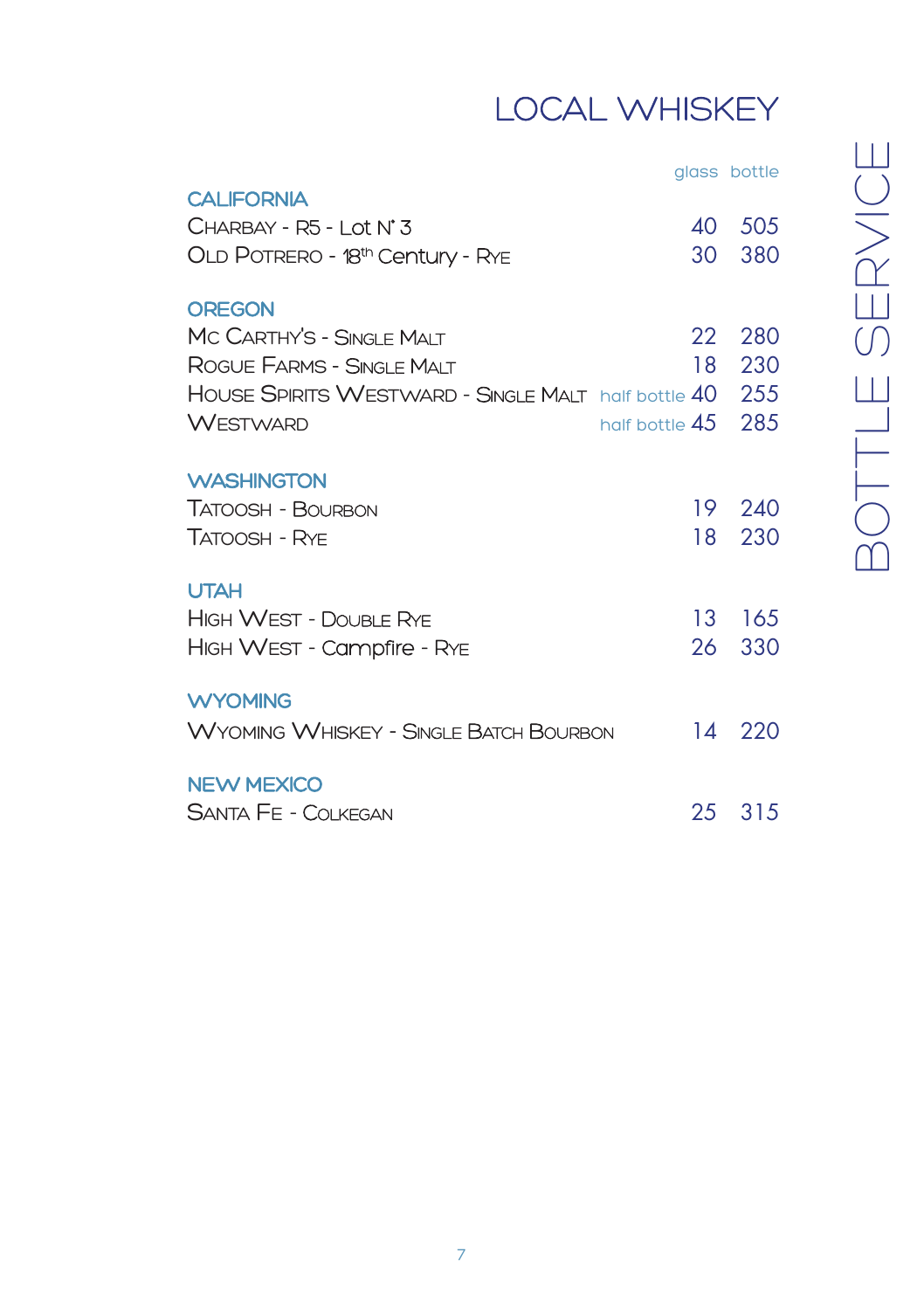# LOCAL WHISKEY

BOTTLE SERVICE

| | | glass | bottle |
|---|---|---|---|
| **CALIFORNIA** | | | |
| Charbay - R5 - Lot N° 3 | | 40 | 505 |
| Old Potrero - 18th Century - Rye | | 30 | 380 |
| **OREGON** | | | |
| Mc Carthy's - Single Malt | | 22 | 280 |
| Rogue Farms - Single Malt | | 18 | 230 |
| House Spirits Westward - Single Malt | half bottle | 40 | 255 |
| Westward | half bottle | 45 | 285 |
| **WASHINGTON** | | | |
| Tatoosh - Bourbon | | 19 | 240 |
| Tatoosh - Rye | | 18 | 230 |
| **UTAH** | | | |
| High West - Double Rye | | 13 | 165 |
| High West - Campfire - Rye | | 26 | 330 |
| **WYOMING** | | | |
| Wyoming Whiskey - Single Batch Bourbon | | 14 | 220 |
| **NEW MEXICO** | | | |
| Santa Fe - Colkegan | | 25 | 315 |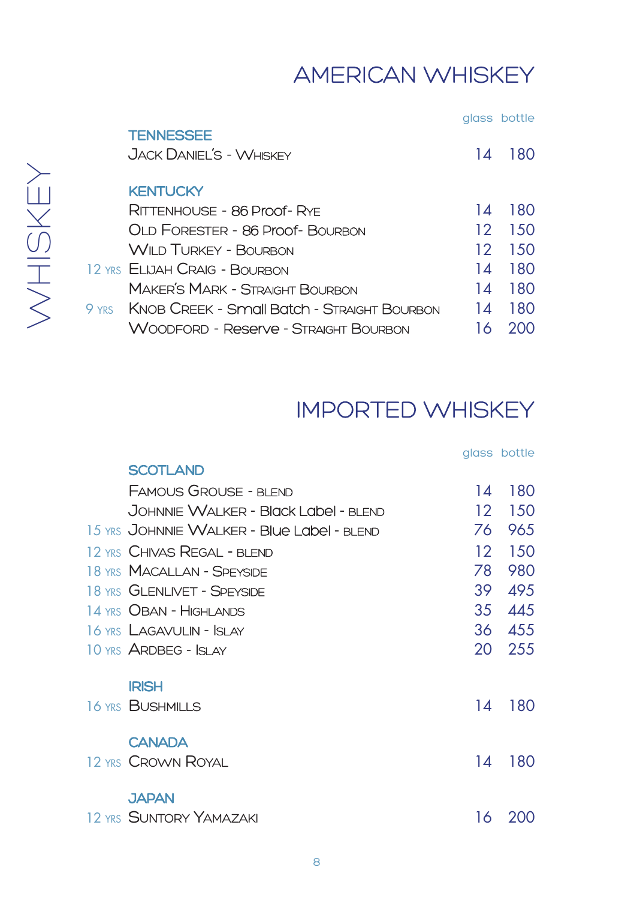WHISKEY

# AMERICAN WHISKEY

| | | glass | bottle |
|---|---|---|---|
| | **TENNESSEE** | | |
| | Jack Daniel's - Whiskey | 14 | 180 |
| | **KENTUCKY** | | |
| | Rittenhouse - 86 Proof- Rye | 14 | 180 |
| | Old Forester - 86 Proof- Bourbon | 12 | 150 |
| | Wild Turkey - Bourbon | 12 | 150 |
| 12 yrs | Elijah Craig - Bourbon | 14 | 180 |
| | Maker's Mark - Straight Bourbon | 14 | 180 |
| 9 yrs | Knob Creek - Small Batch - Straight Bourbon | 14 | 180 |
| | Woodford - Reserve - Straight Bourbon | 16 | 200 |

# IMPORTED WHISKEY

| | | glass | bottle |
|---|---|---|---|
| | **SCOTLAND** | | |
| | Famous Grouse - blend | 14 | 180 |
| | Johnnie Walker - Black Label - blend | 12 | 150 |
| 15 yrs | Johnnie Walker - Blue Label - blend | 76 | 965 |
| 12 yrs | Chivas Regal - blend | 12 | 150 |
| 18 yrs | Macallan - Speyside | 78 | 980 |
| 18 yrs | Glenlivet - Speyside | 39 | 495 |
| 14 yrs | Oban - Highlands | 35 | 445 |
| 16 yrs | Lagavulin - Islay | 36 | 455 |
| 10 yrs | Ardbeg - Islay | 20 | 255 |
| | **IRISH** | | |
| 16 yrs | Bushmills | 14 | 180 |
| | **CANADA** | | |
| 12 yrs | Crown Royal | 14 | 180 |
| | **JAPAN** | | |
| 12 yrs | Suntory Yamazaki | 16 | 200 |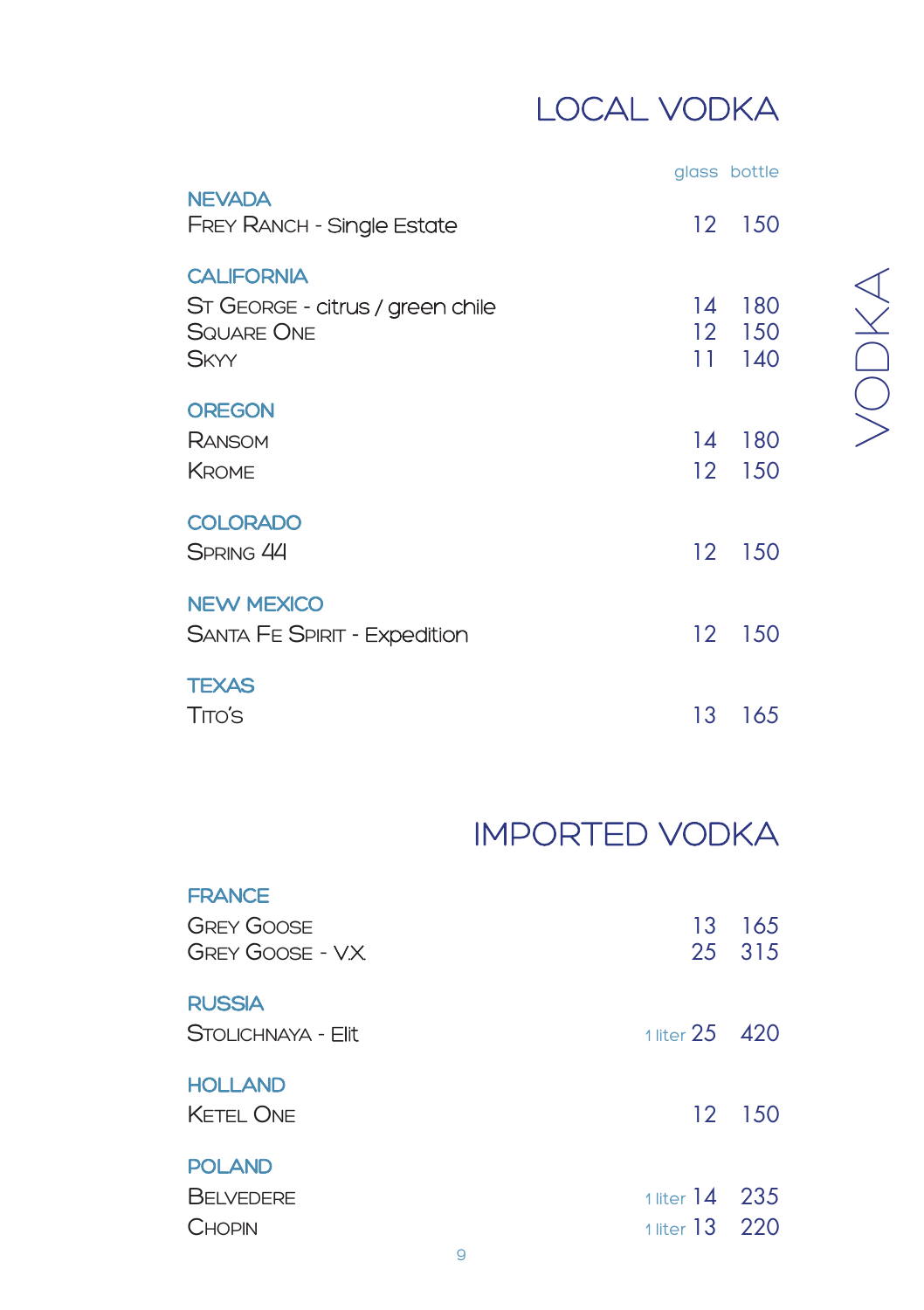# LOCAL VODKA

| | glass | bottle |
|---|---|---|
| **NEVADA** | | |
| Frey Ranch - Single Estate | 12 | 150 |
| **CALIFORNIA** | | |
| St George - citrus / green chile | 14 | 180 |
| Square One | 12 | 150 |
| Skyy | 11 | 140 |
| **OREGON** | | |
| Ransom | 14 | 180 |
| Krome | 12 | 150 |
| **COLORADO** | | |
| Spring 44 | 12 | 150 |
| **NEW MEXICO** | | |
| Santa Fe Spirit - Expedition | 12 | 150 |
| **TEXAS** | | |
| Tito's | 13 | 165 |

# IMPORTED VODKA

| | glass | bottle |
|---|---|---|
| **FRANCE** | | |
| Grey Goose | 13 | 165 |
| Grey Goose - V.X. | 25 | 315 |
| **RUSSIA** | | |
| Stolichnaya - Elit | 25 | 1 liter 420 |
| **HOLLAND** | | |
| Ketel One | 12 | 150 |
| **POLAND** | | |
| Belvedere | 14 | 1 liter 235 |
| Chopin | 13 | 1 liter 220 |

VODKA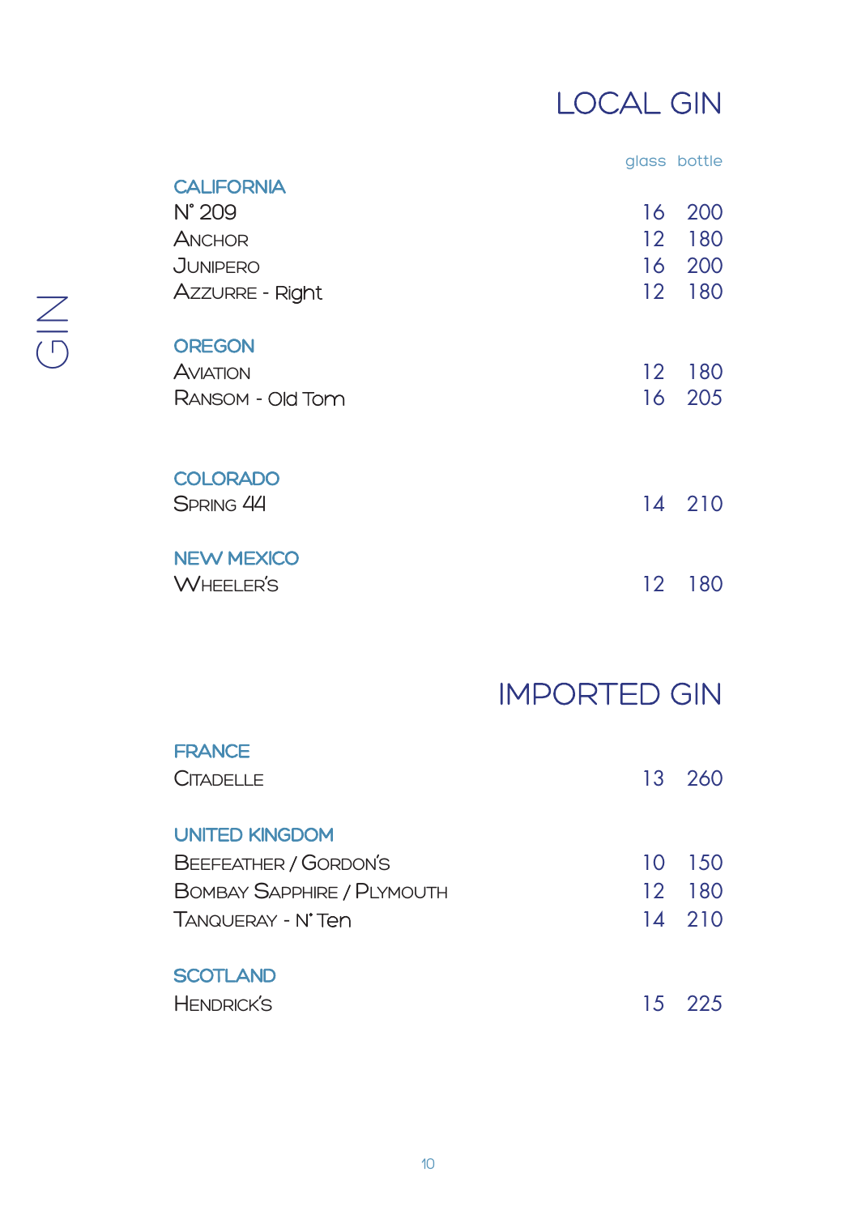GIN

# LOCAL GIN

| | glass | bottle |
|---|---|---|
| **CALIFORNIA** | | |
| N° 209 | 16 | 200 |
| ANCHOR | 12 | 180 |
| JUNIPERO | 16 | 200 |
| AZZURRE - Right | 12 | 180 |
| **OREGON** | | |
| AVIATION | 12 | 180 |
| RANSOM - Old Tom | 16 | 205 |
| **COLORADO** | | |
| SPRING 44 | 14 | 210 |
| **NEW MEXICO** | | |
| WHEELER'S | 12 | 180 |

# IMPORTED GIN

| | glass | bottle |
|---|---|---|
| **FRANCE** | | |
| CITADELLE | 13 | 260 |
| **UNITED KINGDOM** | | |
| BEEFEATHER / GORDON'S | 10 | 150 |
| BOMBAY SAPPHIRE / PLYMOUTH | 12 | 180 |
| TANQUERAY - N° Ten | 14 | 210 |
| **SCOTLAND** | | |
| HENDRICK'S | 15 | 225 |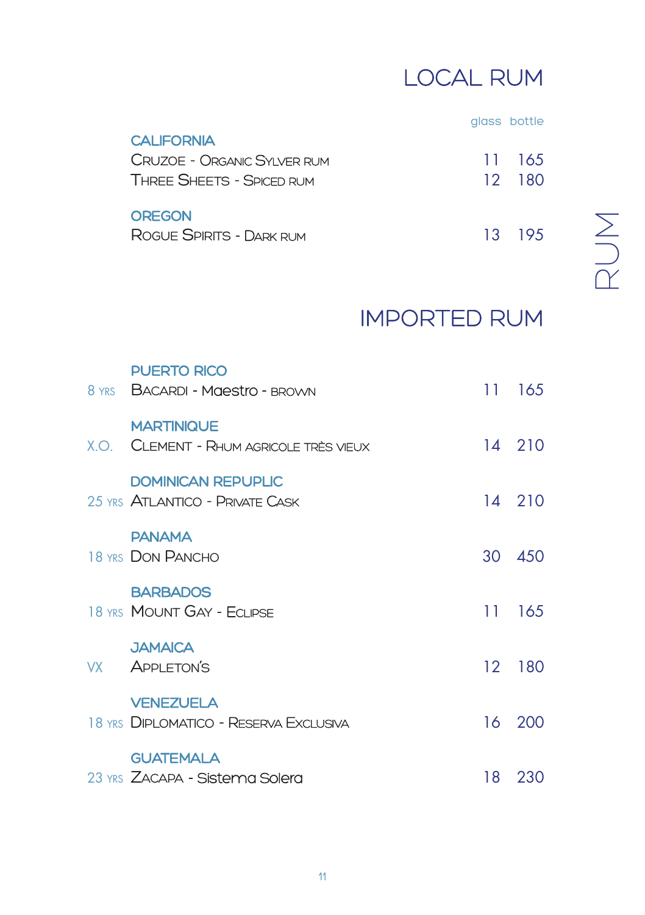# RUM

## LOCAL RUM

| | | glass | bottle |
|---|---|---|---|
| | **CALIFORNIA** | | |
| | Cruzoe - Organic Sylver rum | 11 | 165 |
| | Three Sheets - Spiced rum | 12 | 180 |
| | **OREGON** | | |
| | Rogue Spirits - Dark rum | 13 | 195 |

## IMPORTED RUM

| | | glass | bottle |
|---|---|---|---|
| | **PUERTO RICO** | | |
| 8 yrs | Bacardi - Maestro - brown | 11 | 165 |
| | **MARTINIQUE** | | |
| X.O. | Clement - Rhum agricole très vieux | 14 | 210 |
| | **DOMINICAN REPUPLIC** | | |
| 25 yrs | Atlantico - Private Cask | 14 | 210 |
| | **PANAMA** | | |
| 18 yrs | Don Pancho | 30 | 450 |
| | **BARBADOS** | | |
| 18 yrs | Mount Gay - Eclipse | 11 | 165 |
| | **JAMAICA** | | |
| VX | Appleton's | 12 | 180 |
| | **VENEZUELA** | | |
| 18 yrs | Diplomatico - Reserva Exclusiva | 16 | 200 |
| | **GUATEMALA** | | |
| 23 yrs | Zacapa - Sistema Solera | 18 | 230 |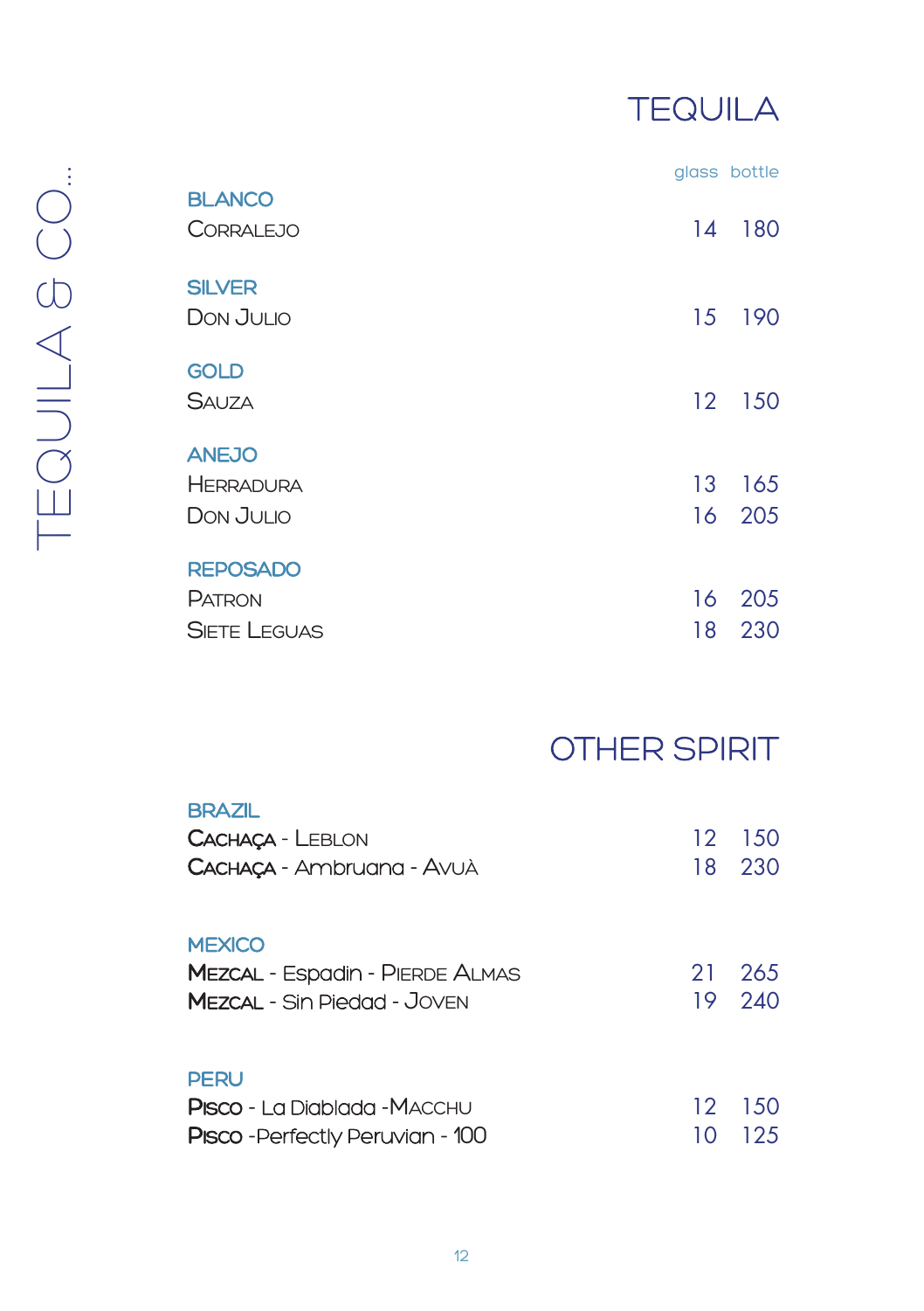# TEQUILA & CO...

## TEQUILA

| | glass | bottle |
|---|---|---|
| **BLANCO** | | |
| Corralejo | 14 | 180 |
| **SILVER** | | |
| Don Julio | 15 | 190 |
| **GOLD** | | |
| Sauza | 12 | 150 |
| **ANEJO** | | |
| Herradura | 13 | 165 |
| Don Julio | 16 | 205 |
| **REPOSADO** | | |
| Patron | 16 | 205 |
| Siete Leguas | 18 | 230 |

## OTHER SPIRIT

| | glass | bottle |
|---|---|---|
| **BRAZIL** | | |
| **Cachaça** - Leblon | 12 | 150 |
| **Cachaça** - Ambruana - Avuà | 18 | 230 |
| **MEXICO** | | |
| **Mezcal** - Espadin - Pierde Almas | 21 | 265 |
| **Mezcal** - Sin Piedad - Joven | 19 | 240 |
| **PERU** | | |
| **Pisco** - La Diablada -Macchu | 12 | 150 |
| **Pisco** -Perfectly Peruvian - 100 | 10 | 125 |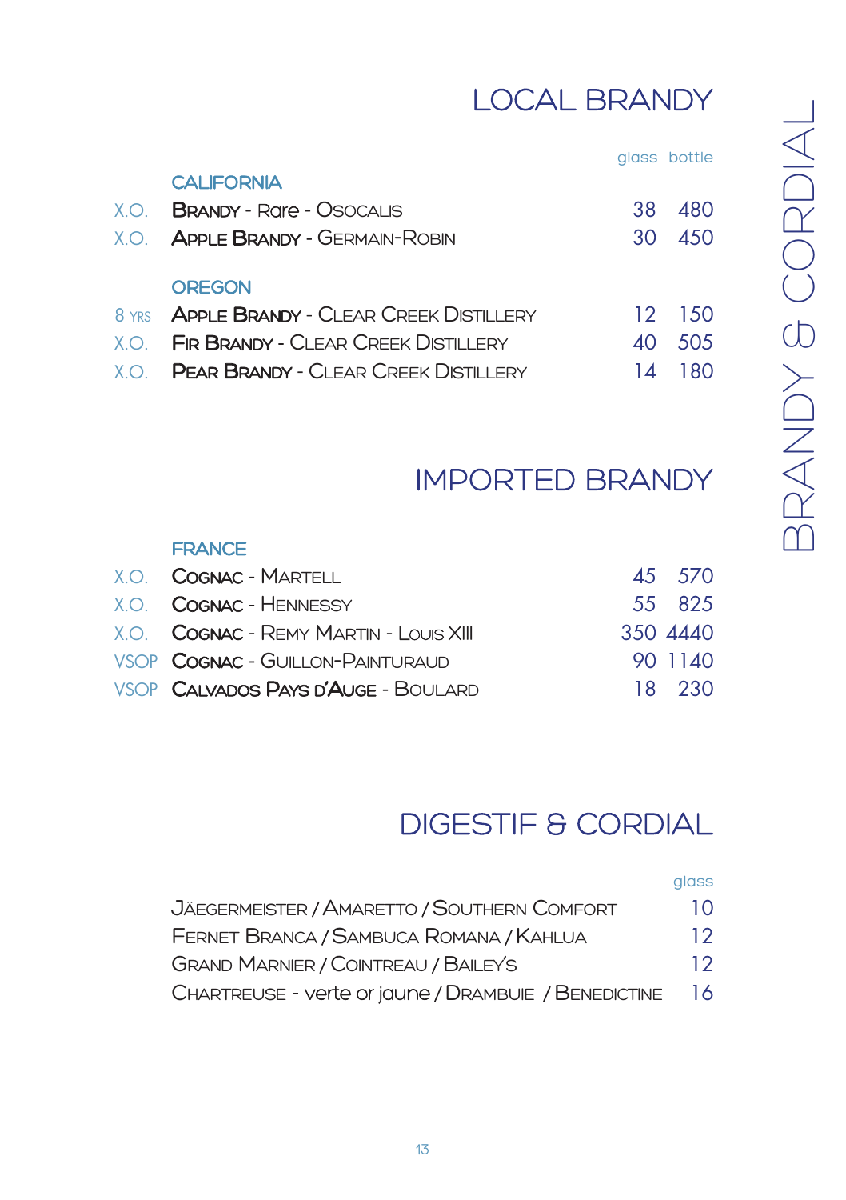# BRANDY & CORDIAL

## LOCAL BRANDY

| | | glass | bottle |
|---|---|---|---|
| | **CALIFORNIA** | | |
| X.O. | **Brandy** - Rare - Osocalis | 38 | 480 |
| X.O. | **Apple Brandy** - Germain-Robin | 30 | 450 |
| | **OREGON** | | |
| 8 yrs | **Apple Brandy** - Clear Creek Distillery | 12 | 150 |
| X.O. | **Fir Brandy** - Clear Creek Distillery | 40 | 505 |
| X.O. | **Pear Brandy** - Clear Creek Distillery | 14 | 180 |

## IMPORTED BRANDY

| | | glass | bottle |
|---|---|---|---|
| | **FRANCE** | | |
| X.O. | **Cognac** - Martell | 45 | 570 |
| X.O. | **Cognac** - Hennessy | 55 | 825 |
| X.O. | **Cognac** - Remy Martin - Louis XIII | 350 | 4440 |
| VSOP | **Cognac** - Guillon-Painturaud | 90 | 1140 |
| VSOP | **Calvados Pays d'Auge** - Boulard | 18 | 230 |

## DIGESTIF & CORDIAL

| | glass |
|---|---|
| Jäegermeister / Amaretto / Southern Comfort | 10 |
| Fernet Branca / Sambuca Romana / Kahlua | 12 |
| Grand Marnier / Cointreau / Bailey's | 12 |
| Chartreuse - verte or jaune / Drambuie / Benedictine | 16 |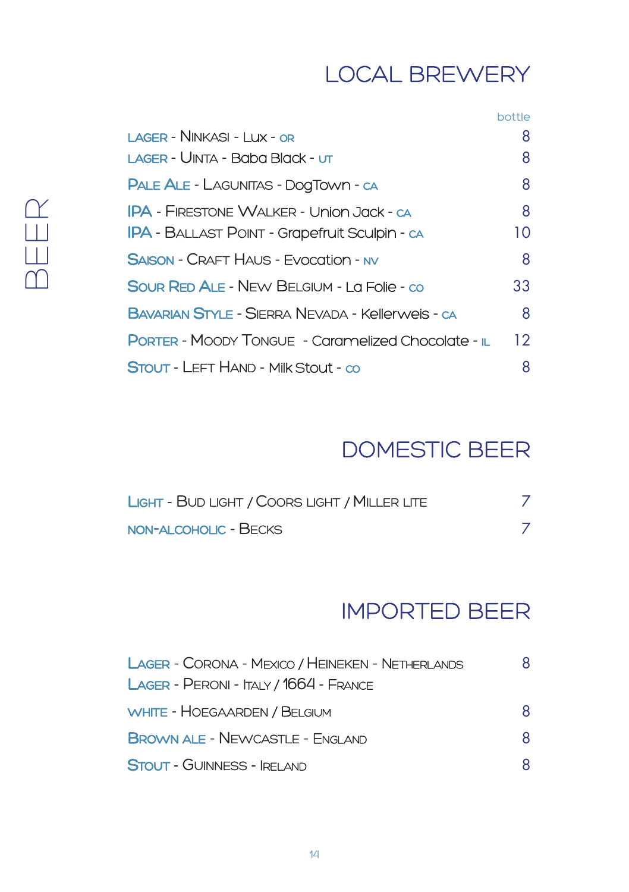# BEER

## LOCAL BREWERY

| | bottle |
|---|---|
| LAGER - NINKASI - Lux - OR | 8 |
| LAGER - UINTA - Baba Black - UT | 8 |
| PALE ALE - LAGUNITAS - DogTown - CA | 8 |
| IPA - FIRESTONE WALKER - Union Jack - CA | 8 |
| IPA - BALLAST POINT - Grapefruit Sculpin - CA | 10 |
| SAISON - CRAFT HAUS - Evocation - NV | 8 |
| SOUR RED ALE - NEW BELGIUM - La Folie - CO | 33 |
| BAVARIAN STYLE - SIERRA NEVADA - Kellerweis - CA | 8 |
| PORTER - MOODY TONGUE - Caramelized Chocolate - IL | 12 |
| STOUT - LEFT HAND - Milk Stout - CO | 8 |

## DOMESTIC BEER

| | |
|---|---|
| LIGHT - BUD LIGHT / COORS LIGHT / MILLER LITE | 7 |
| NON-ALCOHOLIC - BECKS | 7 |

## IMPORTED BEER

| | |
|---|---|
| LAGER - CORONA - MEXICO / HEINEKEN - NETHERLANDS<br>LAGER - PERONI - ITALY / 1664 - FRANCE | 8 |
| WHITE - HOEGAARDEN / BELGIUM | 8 |
| BROWN ALE - NEWCASTLE - ENGLAND | 8 |
| STOUT - GUINNESS - IRELAND | 8 |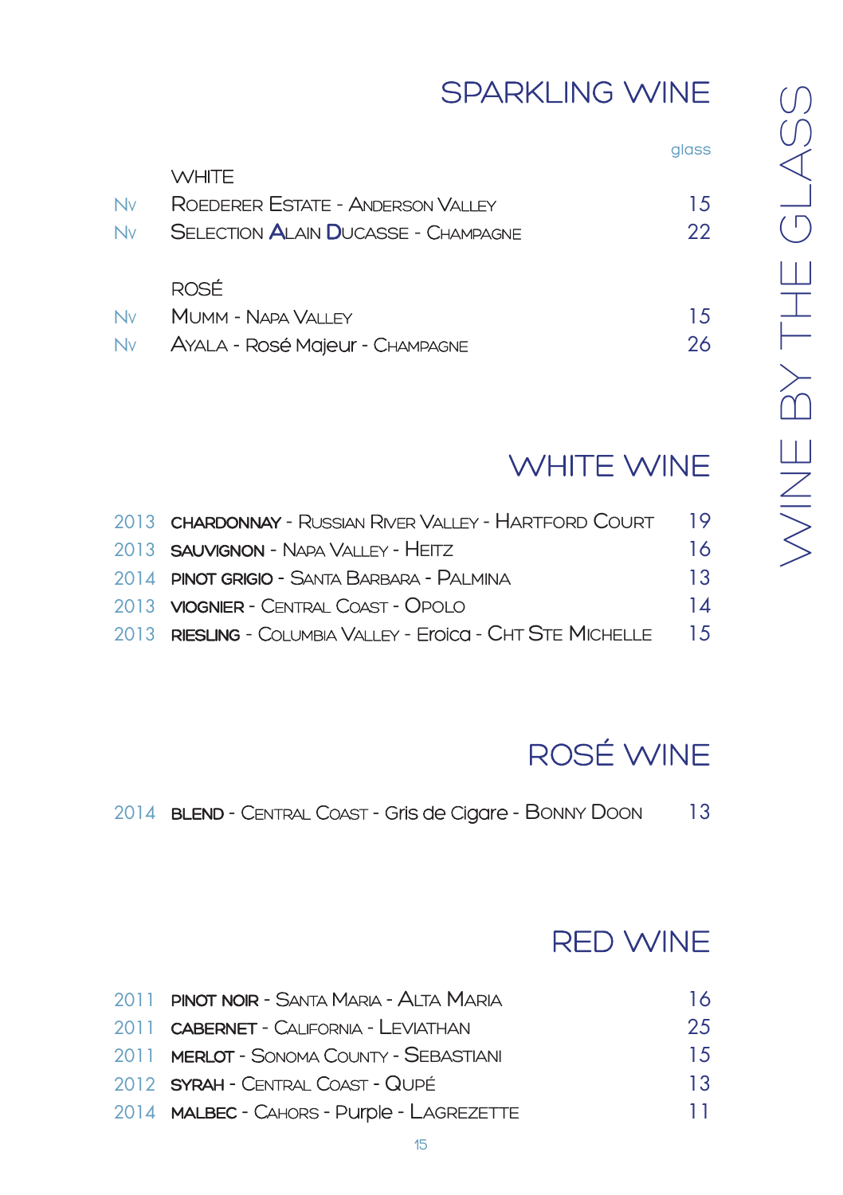# WINE BY THE GLASS

## SPARKLING WINE

| | | glass |
|---|---|---|
| | WHITE | |
| NV | ROEDERER ESTATE - ANDERSON VALLEY | 15 |
| NV | SELECTION ALAIN DUCASSE - CHAMPAGNE | 22 |
| | ROSÉ | |
| NV | MUMM - NAPA VALLEY | 15 |
| NV | AYALA - Rosé Majeur - CHAMPAGNE | 26 |

## WHITE WINE

| | | |
|---|---|---|
| 2013 | **CHARDONNAY** - RUSSIAN RIVER VALLEY - HARTFORD COURT | 19 |
| 2013 | **SAUVIGNON** - NAPA VALLEY - HEITZ | 16 |
| 2014 | **PINOT GRIGIO** - SANTA BARBARA - PALMINA | 13 |
| 2013 | **VIOGNIER** - CENTRAL COAST - OPOLO | 14 |
| 2013 | **RIESLING** - COLUMBIA VALLEY - Eroica - CHT STE MICHELLE | 15 |

## ROSÉ WINE

| | | |
|---|---|---|
| 2014 | **BLEND** - CENTRAL COAST - Gris de Cigare - BONNY DOON | 13 |

## RED WINE

| | | |
|---|---|---|
| 2011 | **PINOT NOIR** - SANTA MARIA - ALTA MARIA | 16 |
| 2011 | **CABERNET** - CALIFORNIA - LEVIATHAN | 25 |
| 2011 | **MERLOT** - SONOMA COUNTY - SEBASTIANI | 15 |
| 2012 | **SYRAH** - CENTRAL COAST - QUPÉ | 13 |
| 2014 | **MALBEC** - CAHORS - Purple - LAGREZETTE | 11 |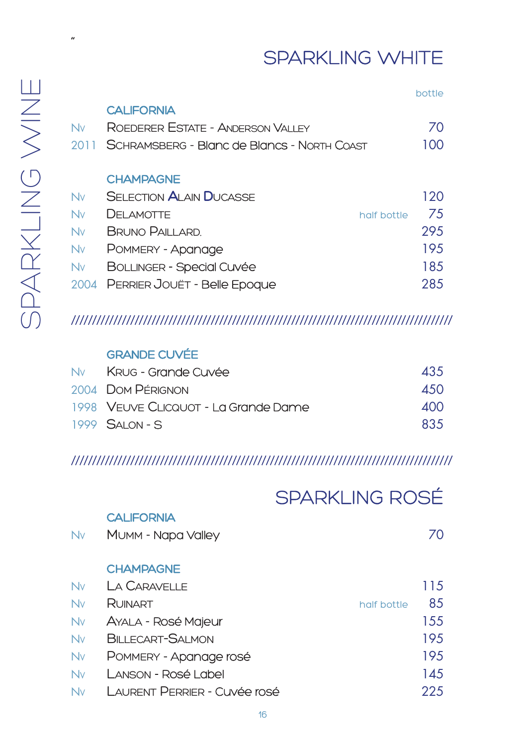# SPARKLING WINE

## SPARKLING WHITE

| | | | bottle |
|---|---|---|---|
| | **CALIFORNIA** | | |
| NV | ROEDERER ESTATE - ANDERSON VALLEY | | 70 |
| 2011 | SCHRAMSBERG - Blanc de Blancs - NORTH COAST | | 100 |
| | **CHAMPAGNE** | | |
| NV | SELECTION ALAIN DUCASSE | | 120 |
| NV | DELAMOTTE | half bottle | 75 |
| NV | BRUNO PAILLARD. | | 295 |
| NV | POMMERY - Apanage | | 195 |
| NV | BOLLINGER - Special Cuvée | | 185 |
| 2004 | PERRIER JOUËT - Belle Epoque | | 285 |

////////////////////////////////////////////////////////////////////////////////////////////////

| | | |
|---|---|---|
| | **GRANDE CUVÉE** | |
| NV | KRUG - Grande Cuvée | 435 |
| 2004 | DOM PÉRIGNON | 450 |
| 1998 | VEUVE CLICQUOT - La Grande Dame | 400 |
| 1999 | SALON - S | 835 |

////////////////////////////////////////////////////////////////////////////////////////////////

## SPARKLING ROSÉ

| | | | |
|---|---|---|---|
| | **CALIFORNIA** | | |
| NV | MUMM - Napa Valley | | 70 |
| | **CHAMPAGNE** | | |
| NV | LA CARAVELLE | | 115 |
| NV | RUINART | half bottle | 85 |
| NV | AYALA - Rosé Majeur | | 155 |
| NV | BILLECART-SALMON | | 195 |
| NV | POMMERY - Apanage rosé | | 195 |
| NV | LANSON - Rosé Label | | 145 |
| NV | LAURENT PERRIER - Cuvée rosé | | 225 |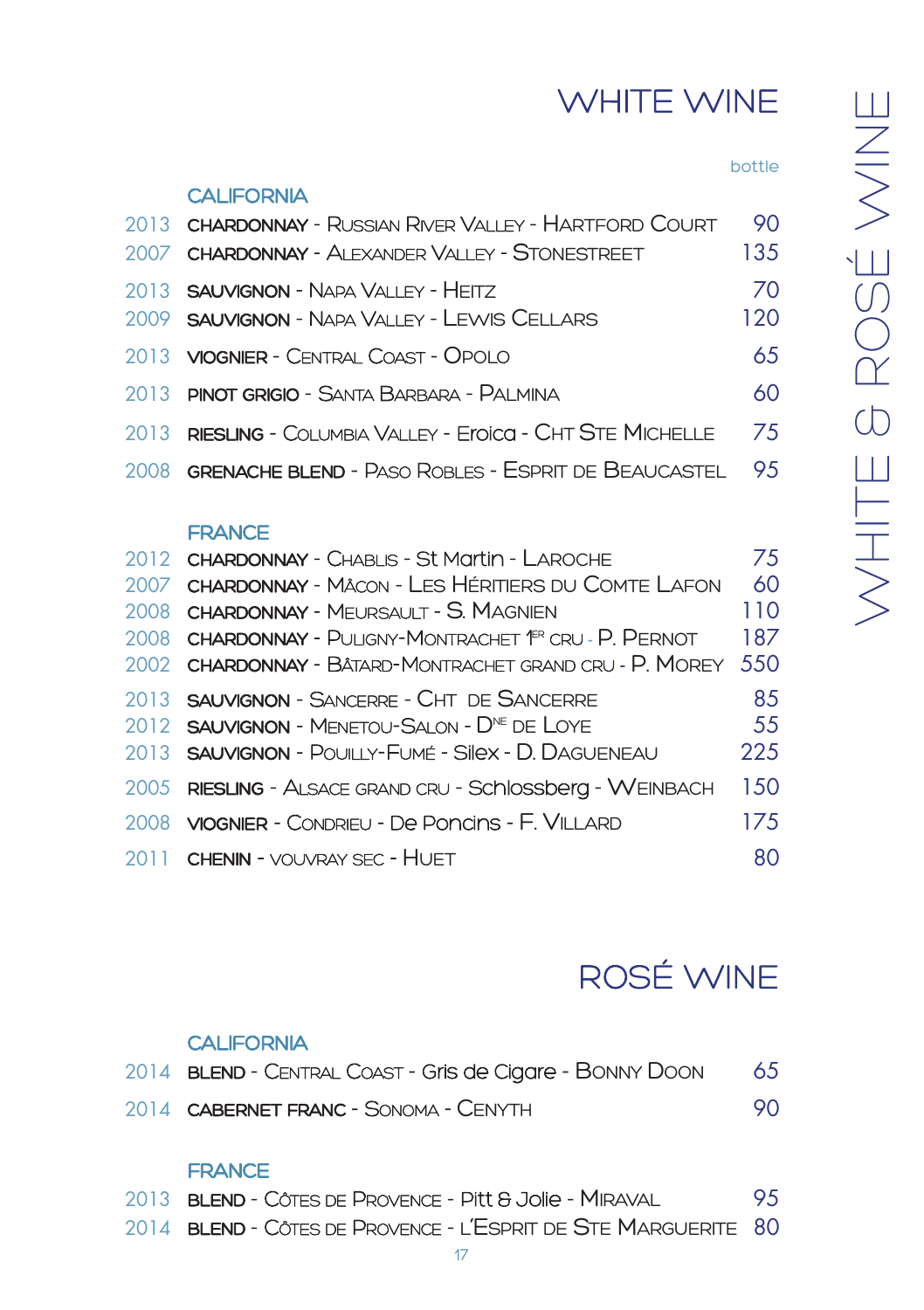# WHITE WINE

| | | bottle |
|---|---|---|
| | **CALIFORNIA** | |
| 2013 | **CHARDONNAY** - Russian River Valley - Hartford Court | 90 |
| 2007 | **CHARDONNAY** - Alexander Valley - Stonestreet | 135 |
| 2013 | **SAUVIGNON** - Napa Valley - Heitz | 70 |
| 2009 | **SAUVIGNON** - Napa Valley - Lewis Cellars | 120 |
| 2013 | **VIOGNIER** - Central Coast - Opolo | 65 |
| 2013 | **PINOT GRIGIO** - Santa Barbara - Palmina | 60 |
| 2013 | **RIESLING** - Columbia Valley - Eroica - Cht Ste Michelle | 75 |
| 2008 | **GRENACHE BLEND** - Paso Robles - Esprit de Beaucastel | 95 |
| | **FRANCE** | |
| 2012 | **CHARDONNAY** - Chablis - St Martin - Laroche | 75 |
| 2007 | **CHARDONNAY** - Mâcon - Les Héritiers du Comte Lafon | 60 |
| 2008 | **CHARDONNAY** - Meursault - S. Magnien | 110 |
| 2008 | **CHARDONNAY** - Puligny-Montrachet 1er cru - P. Pernot | 187 |
| 2002 | **CHARDONNAY** - Bâtard-Montrachet grand cru - P. Morey | 550 |
| 2013 | **SAUVIGNON** - Sancerre - Cht de Sancerre | 85 |
| 2012 | **SAUVIGNON** - Menetou-Salon - Dne de Loye | 55 |
| 2013 | **SAUVIGNON** - Pouilly-Fumé - Silex - D. Dagueneau | 225 |
| 2005 | **RIESLING** - Alsace grand cru - Schlossberg - Weinbach | 150 |
| 2008 | **VIOGNIER** - Condrieu - De Poncins - F. Villard | 175 |
| 2011 | **CHENIN** - vouvray sec - Huet | 80 |

# ROSÉ WINE

| | | |
|---|---|---|
| | **CALIFORNIA** | |
| 2014 | **BLEND** - Central Coast - Gris de Cigare - Bonny Doon | 65 |
| 2014 | **CABERNET FRANC** - Sonoma - Cenyth | 90 |
| | **FRANCE** | |
| 2013 | **BLEND** - Côtes de Provence - Pitt & Jolie - Miraval | 95 |
| 2014 | **BLEND** - Côtes de Provence - L'Esprit de Ste Marguerite | 80 |

WHITE & ROSÉ WINE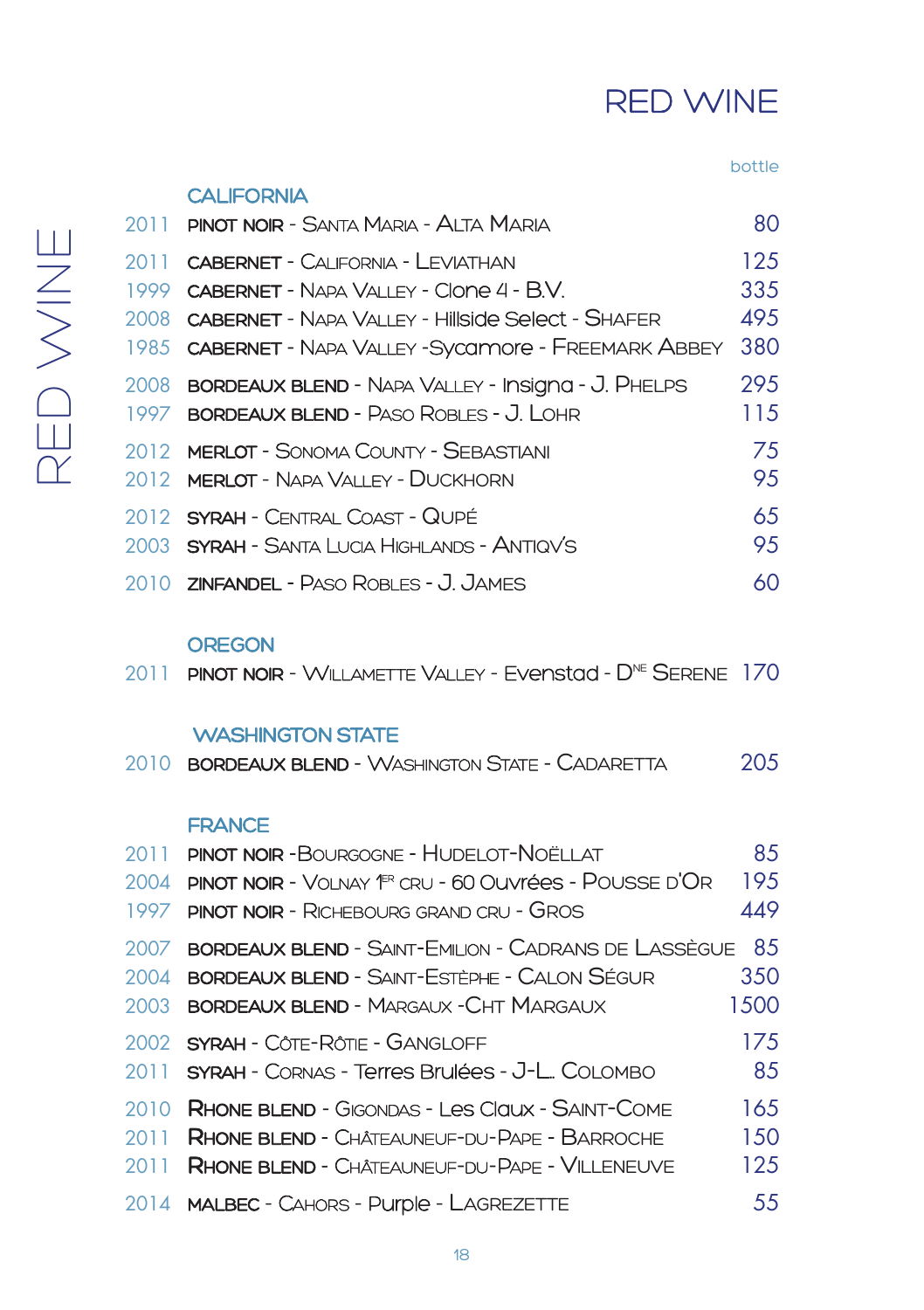# RED WINE

| | | bottle |
|---|---|---|
| | **CALIFORNIA** | |
| 2011 | **PINOT NOIR** - SANTA MARIA - ALTA MARIA | 80 |
| 2011 | **CABERNET** - CALIFORNIA - LEVIATHAN | 125 |
| 1999 | **CABERNET** - NAPA VALLEY - Clone 4 - B.V. | 335 |
| 2008 | **CABERNET** - NAPA VALLEY - Hillside Select - SHAFER | 495 |
| 1985 | **CABERNET** - NAPA VALLEY -Sycamore - FREEMARK ABBEY | 380 |
| 2008 | **BORDEAUX BLEND** - NAPA VALLEY - Insigna - J. PHELPS | 295 |
| 1997 | **BORDEAUX BLEND** - PASO ROBLES - J. LOHR | 115 |
| 2012 | **MERLOT** - SONOMA COUNTY - SEBASTIANI | 75 |
| 2012 | **MERLOT** - NAPA VALLEY - DUCKHORN | 95 |
| 2012 | **SYRAH** - CENTRAL COAST - QUPÉ | 65 |
| 2003 | **SYRAH** - SANTA LUCIA HIGHLANDS - ANTIQV'S | 95 |
| 2010 | **ZINFANDEL** - PASO ROBLES - J. JAMES | 60 |
| | **OREGON** | |
| 2011 | **PINOT NOIR** - WILLAMETTE VALLEY - Evenstad - D[NE] SERENE | 170 |
| | **WASHINGTON STATE** | |
| 2010 | **BORDEAUX BLEND** - WASHINGTON STATE - CADARETTA | 205 |
| | **FRANCE** | |
| 2011 | **PINOT NOIR** -BOURGOGNE - HUDELOT-NOËLLAT | 85 |
| 2004 | **PINOT NOIR** - VOLNAY 1[ER] CRU - 60 Ouvrées - POUSSE D'OR | 195 |
| 1997 | **PINOT NOIR** - RICHEBOURG GRAND CRU - GROS | 449 |
| 2007 | **BORDEAUX BLEND** - SAINT-EMILION - CADRANS DE LASSÈGUE | 85 |
| 2004 | **BORDEAUX BLEND** - SAINT-ESTÈPHE - CALON SÉGUR | 350 |
| 2003 | **BORDEAUX BLEND** - MARGAUX -CHT MARGAUX | 1500 |
| 2002 | **SYRAH** - CÔTE-RÔTIE - GANGLOFF | 175 |
| 2011 | **SYRAH** - CORNAS - Terres Brulées - J-L. COLOMBO | 85 |
| 2010 | **RHONE BLEND** - GIGONDAS - Les Claux - SAINT-COME | 165 |
| 2011 | **RHONE BLEND** - CHÂTEAUNEUF-DU-PAPE - BARROCHE | 150 |
| 2011 | **RHONE BLEND** - CHÂTEAUNEUF-DU-PAPE - VILLENEUVE | 125 |
| 2014 | **MALBEC** - CAHORS - Purple - LAGREZETTE | 55 |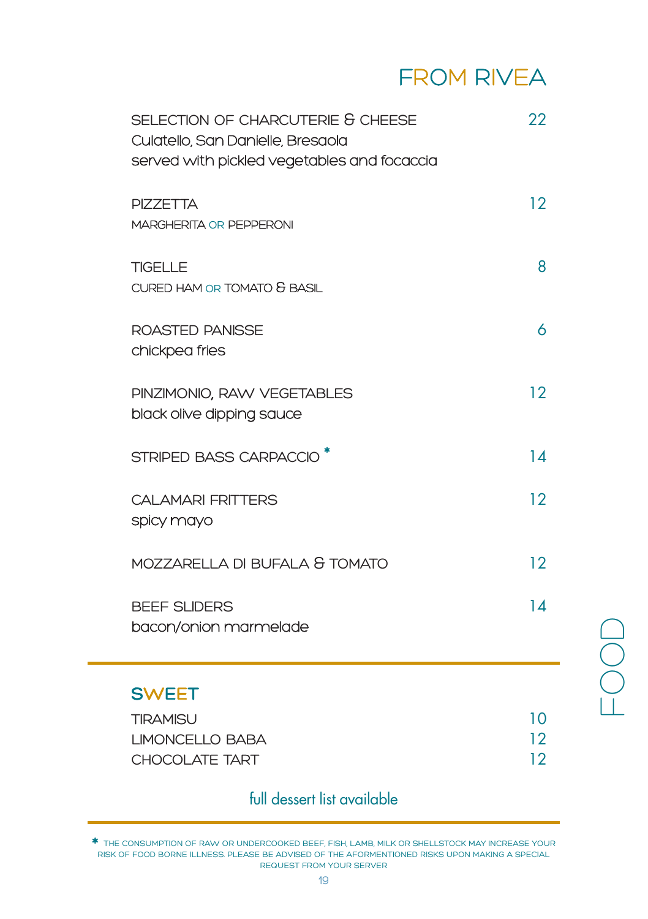# FROM RIVEA

**SELECTION OF CHARCUTERIE & CHEESE** — 22
Culatello, San Danielle, Bresaola
served with pickled vegetables and focaccia

**PIZZETTA** — 12
MARGHERITA OR PEPPERONI

**TIGELLE** — 8
CURED HAM OR TOMATO & BASIL

**ROASTED PANISSE** — 6
chickpea fries

**PINZIMONIO, RAW VEGETABLES** — 12
black olive dipping sauce

**STRIPED BASS CARPACCIO** * — 14

**CALAMARI FRITTERS** — 12
spicy mayo

**MOZZARELLA DI BUFALA & TOMATO** — 12

**BEEF SLIDERS** — 14
bacon/onion marmelade

## SWEET

TIRAMISU — 10
LIMONCELLO BABA — 12
CHOCOLATE TART — 12

full dessert list available

* THE CONSUMPTION OF RAW OR UNDERCOOKED BEEF, FISH, LAMB, MILK OR SHELLSTOCK MAY INCREASE YOUR RISK OF FOOD BORNE ILLNESS. PLEASE BE ADVISED OF THE AFOREMENTIONED RISKS UPON MAKING A SPECIAL REQUEST FROM YOUR SERVER

FOOD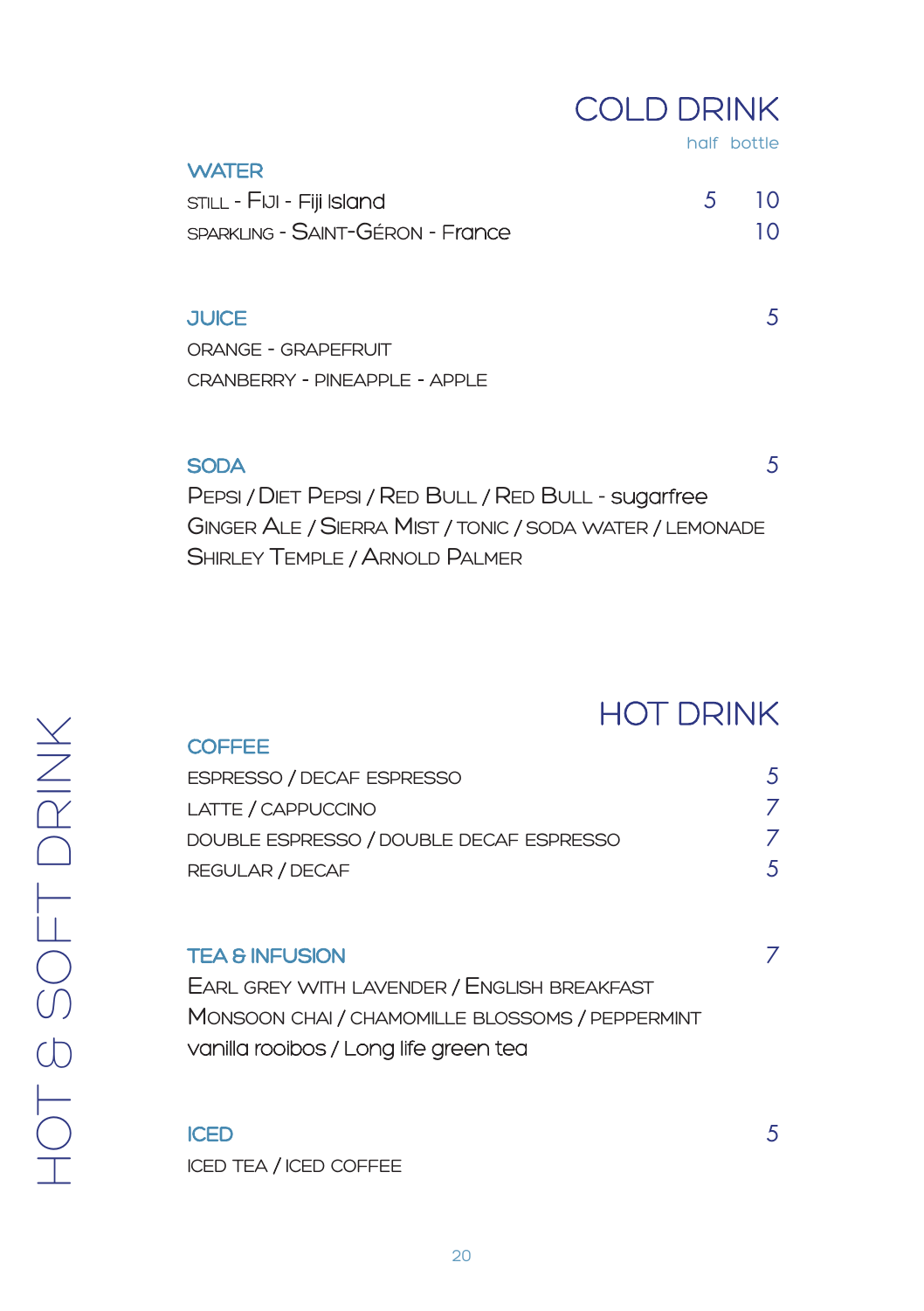# HOT & SOFT DRINK

## COLD DRINK

| WATER | half | bottle |
|---|---|---|
| STILL - FIJI - Fiji Island | 5 | 10 |
| SPARKLING - SAINT-GÉRON - France | | 10 |

### JUICE 5

ORANGE - GRAPEFRUIT
CRANBERRY - PINEAPPLE - APPLE

### SODA 5

PEPSI / DIET PEPSI / RED BULL / RED BULL - sugarfree
GINGER ALE / SIERRA MIST / TONIC / SODA WATER / LEMONADE
SHIRLEY TEMPLE / ARNOLD PALMER

## HOT DRINK

### COFFEE

| | |
|---|---|
| ESPRESSO / DECAF ESPRESSO | 5 |
| LATTE / CAPPUCCINO | 7 |
| DOUBLE ESPRESSO / DOUBLE DECAF ESPRESSO | 7 |
| REGULAR / DECAF | 5 |

### TEA & INFUSION 7

EARL GREY WITH LAVENDER / ENGLISH BREAKFAST
MONSOON CHAI / CHAMOMILLE BLOSSOMS / PEPPERMINT
vanilla rooibos / Long life green tea

### ICED 5

ICED TEA / ICED COFFEE